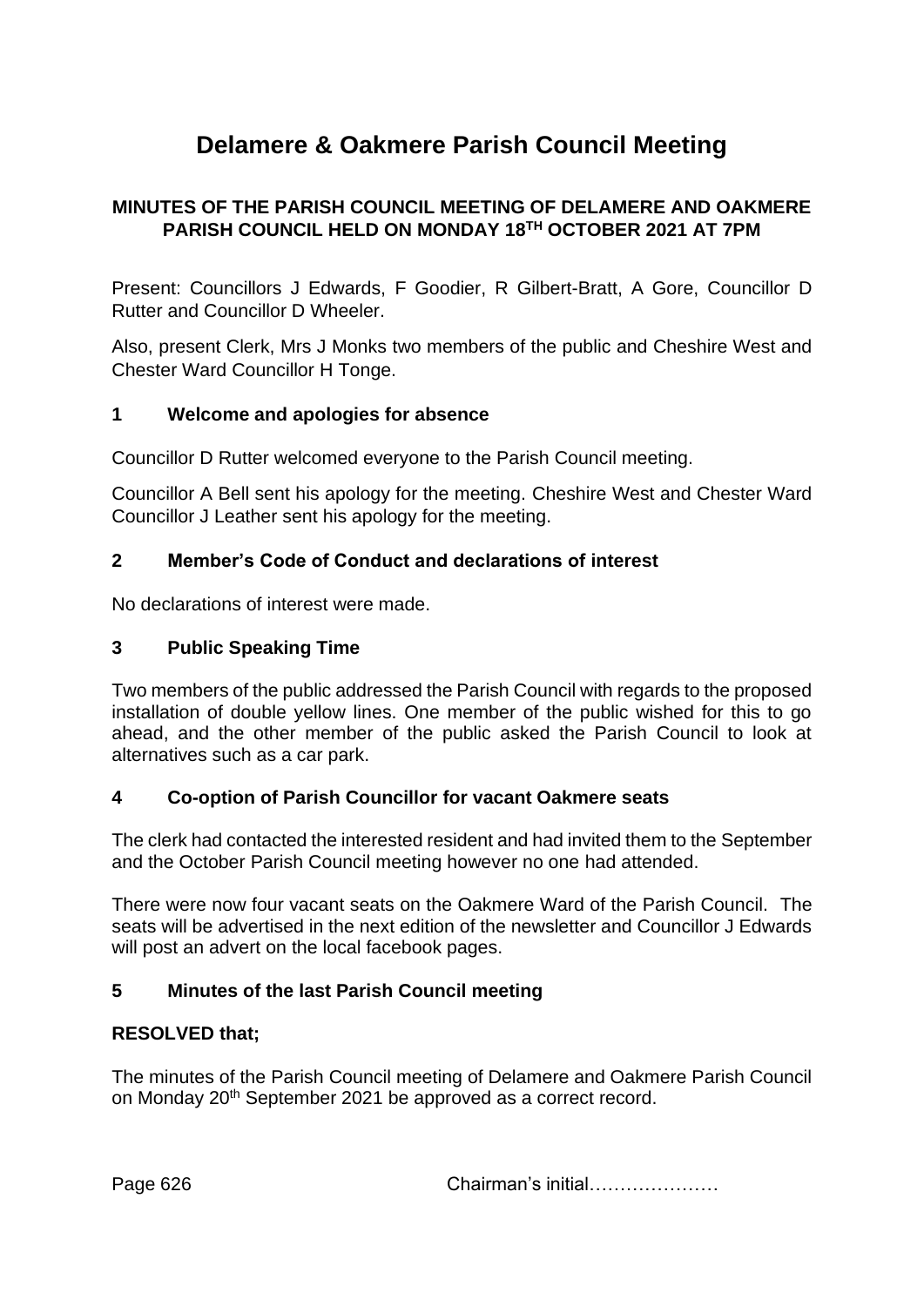# Delamere & Oakmere Parish Council Meeting

**MINUTES OF THE PARISH COUNCIL MEETING OF DELAMERE AND OAKMERE PARISH COUNCIL HELD ON MONDAY 18TH OCTOBER 2021 AT 7PM**

Present: Councillors J Edwards, F Goodier, R Gilbert-Bratt, A Gore, Councillor D Rutter and Councillor D Wheeler.

Also, present Clerk, Mrs J Monks two members of the public and Cheshire West and Chester Ward Councillor H Tonge.

## 1 Welcome and apologies for absence

Councillor D Rutter welcomed everyone to the Parish Council meeting.

Councillor A Bell sent his apology for the meeting. Cheshire West and Chester Ward Councillor J Leather sent his apology for the meeting.

## 2 Member's Code of Conduct and declarations of interest

No declarations of interest were made.

## 3 Public Speaking Time

Two members of the public addressed the Parish Council with regards to the proposed installation of double yellow lines. One member of the public wished for this to go ahead, and the other member of the public asked the Parish Council to look at alternatives such as a car park.

## 4 Co-option of Parish Councillor for vacant Oakmere seats

The clerk had contacted the interested resident and had invited them to the September and the October Parish Council meeting however no one had attended.

There were now four vacant seats on the Oakmere Ward of the Parish Council. The seats will be advertised in the next edition of the newsletter and Councillor J Edwards will post an advert on the local facebook pages.

## 5 Minutes of the last Parish Council meeting

**RESOLVED that;**

The minutes of the Parish Council meeting of Delamere and Oakmere Parish Council on Monday 20th September 2021 be approved as a correct record.

Chairman's initial…………………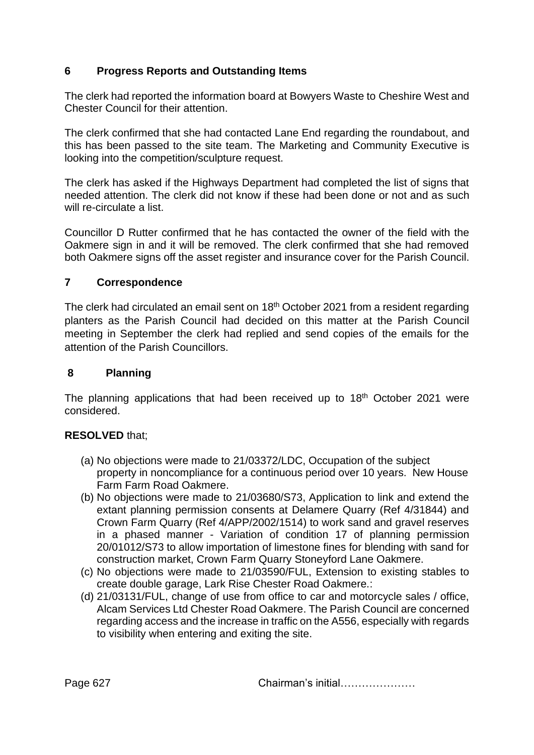## 6 Progress Reports and Outstanding Items

The clerk had reported the information board at Bowyers Waste to Cheshire West and Chester Council for their attention.

The clerk confirmed that she had contacted Lane End regarding the roundabout, and this has been passed to the site team. The Marketing and Community Executive is looking into the competition/sculpture request.

The clerk has asked if the Highways Department had completed the list of signs that needed attention. The clerk did not know if these had been done or not and as such will re-circulate a list.

Councillor D Rutter confirmed that he has contacted the owner of the field with the Oakmere sign in and it will be removed. The clerk confirmed that she had removed both Oakmere signs off the asset register and insurance cover for the Parish Council.

## 7 Correspondence

The clerk had circulated an email sent on 18th October 2021 from a resident regarding planters as the Parish Council had decided on this matter at the Parish Council meeting in September the clerk had replied and send copies of the emails for the attention of the Parish Councillors.

## 8 Planning

The planning applications that had been received up to 18th October 2021 were considered.

**RESOLVED** that;

(a) No objections were made to 21/03372/LDC, Occupation of the subject property in noncompliance for a continuous period over 10 years. New House Farm Farm Road Oakmere.
(b) No objections were made to 21/03680/S73, Application to link and extend the extant planning permission consents at Delamere Quarry (Ref 4/31844) and Crown Farm Quarry (Ref 4/APP/2002/1514) to work sand and gravel reserves in a phased manner - Variation of condition 17 of planning permission 20/01012/S73 to allow importation of limestone fines for blending with sand for construction market, Crown Farm Quarry Stoneyford Lane Oakmere.
(c) No objections were made to 21/03590/FUL, Extension to existing stables to create double garage, Lark Rise Chester Road Oakmere.:
(d) 21/03131/FUL, change of use from office to car and motorcycle sales / office, Alcam Services Ltd Chester Road Oakmere. The Parish Council are concerned regarding access and the increase in traffic on the A556, especially with regards to visibility when entering and exiting the site.

Page 627 Chairman's initial…………………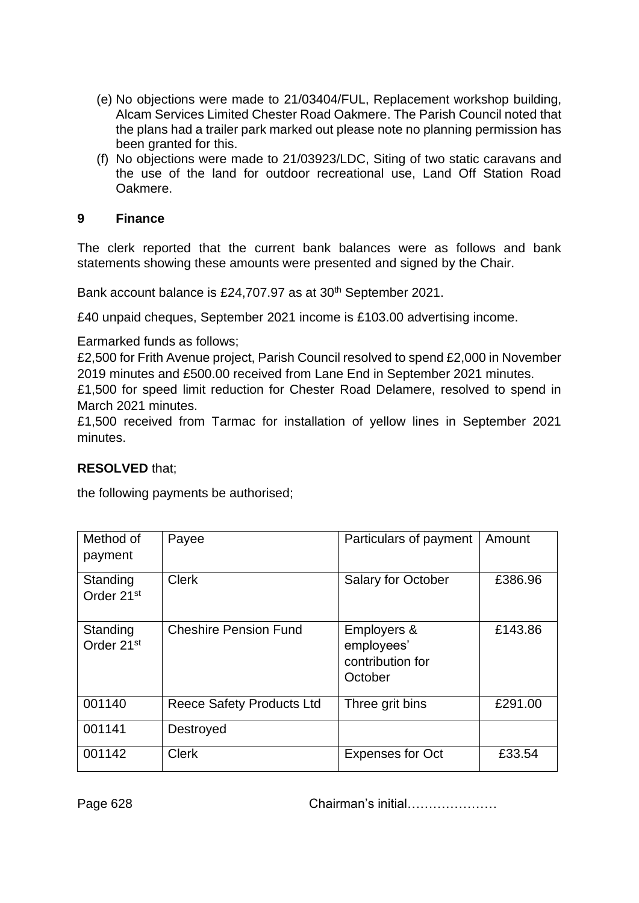(e) No objections were made to 21/03404/FUL, Replacement workshop building, Alcam Services Limited Chester Road Oakmere. The Parish Council noted that the plans had a trailer park marked out please note no planning permission has been granted for this.

(f) No objections were made to 21/03923/LDC, Siting of two static caravans and the use of the land for outdoor recreational use, Land Off Station Road Oakmere.

## 9 Finance

The clerk reported that the current bank balances were as follows and bank statements showing these amounts were presented and signed by the Chair.

Bank account balance is £24,707.97 as at 30th September 2021.

£40 unpaid cheques, September 2021 income is £103.00 advertising income.

Earmarked funds as follows;

£2,500 for Frith Avenue project, Parish Council resolved to spend £2,000 in November 2019 minutes and £500.00 received from Lane End in September 2021 minutes.

£1,500 for speed limit reduction for Chester Road Delamere, resolved to spend in March 2021 minutes.

£1,500 received from Tarmac for installation of yellow lines in September 2021 minutes.

**RESOLVED** that;

the following payments be authorised;

| Method of payment | Payee | Particulars of payment | Amount |
|---|---|---|---|
| Standing Order 21st | Clerk | Salary for October | £386.96 |
| Standing Order 21st | Cheshire Pension Fund | Employers & employees' contribution for October | £143.86 |
| 001140 | Reece Safety Products Ltd | Three grit bins | £291.00 |
| 001141 | Destroyed | | |
| 001142 | Clerk | Expenses for Oct | £33.54 |

Chairman's initial…………………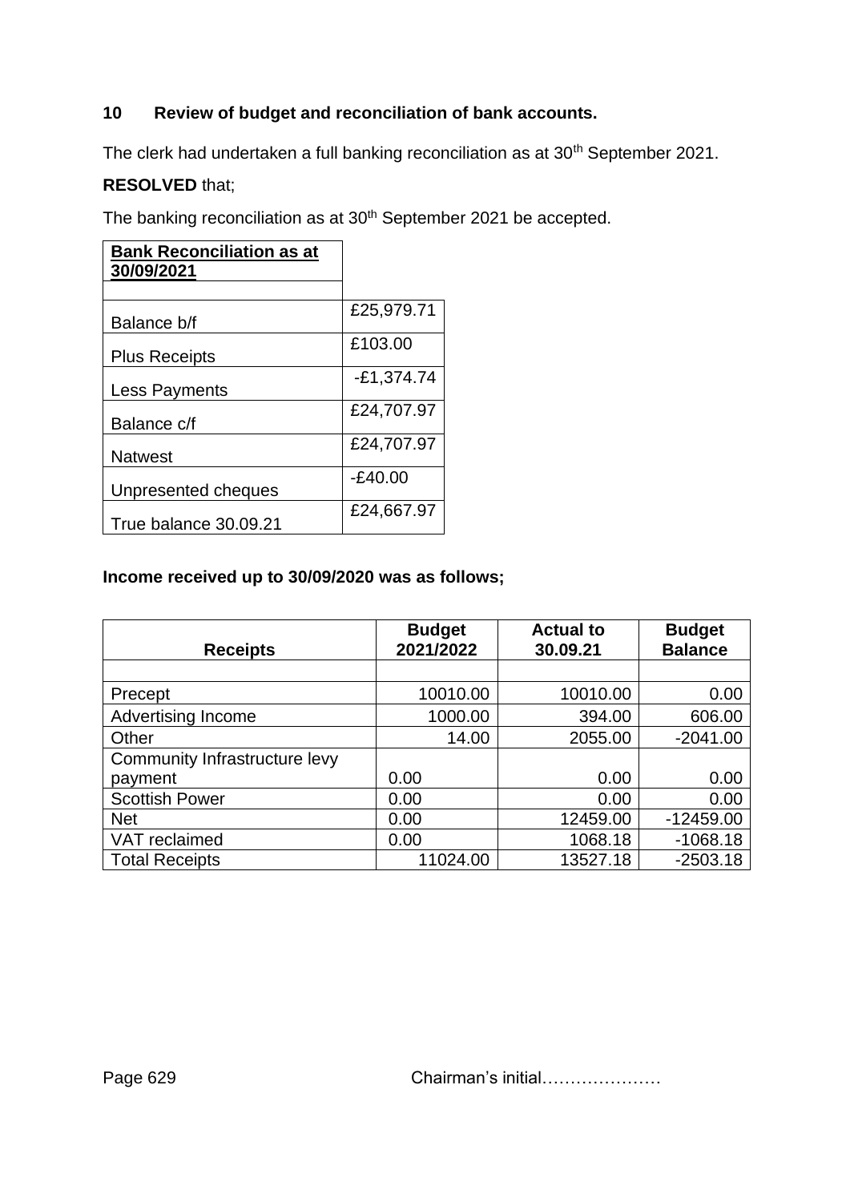## 10 Review of budget and reconciliation of bank accounts.

The clerk had undertaken a full banking reconciliation as at 30th September 2021.

**RESOLVED** that;

The banking reconciliation as at 30th September 2021 be accepted.

| **Bank Reconciliation as at 30/09/2021** | |
|---|---|
| | |
| Balance b/f | £25,979.71 |
| Plus Receipts | £103.00 |
| Less Payments | -£1,374.74 |
| Balance c/f | £24,707.97 |
| Natwest | £24,707.97 |
| Unpresented cheques | -£40.00 |
| True balance 30.09.21 | £24,667.97 |

**Income received up to 30/09/2020 was as follows;**

| Receipts | Budget 2021/2022 | Actual to 30.09.21 | Budget Balance |
|---|---|---|---|
| | | | |
| Precept | 10010.00 | 10010.00 | 0.00 |
| Advertising Income | 1000.00 | 394.00 | 606.00 |
| Other | 14.00 | 2055.00 | -2041.00 |
| Community Infrastructure levy payment | 0.00 | 0.00 | 0.00 |
| Scottish Power | 0.00 | 0.00 | 0.00 |
| Net | 0.00 | 12459.00 | -12459.00 |
| VAT reclaimed | 0.00 | 1068.18 | -1068.18 |
| Total Receipts | 11024.00 | 13527.18 | -2503.18 |

Chairman's initial…………………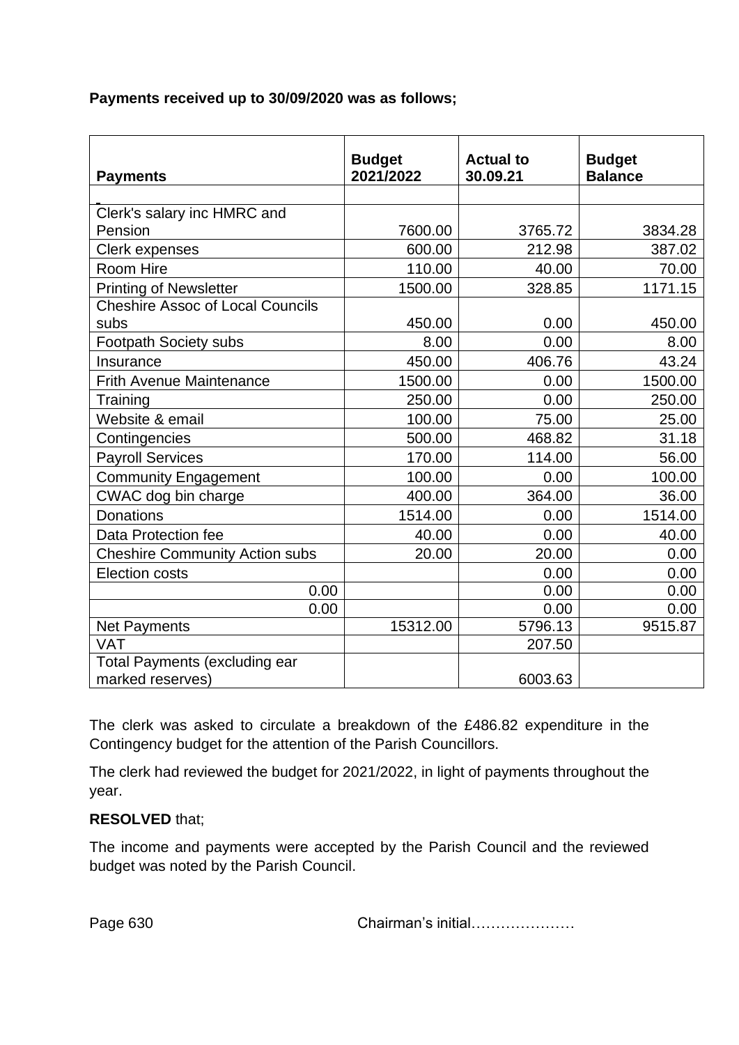**Payments received up to 30/09/2020 was as follows;**

| **Payments** | **Budget 2021/2022** | **Actual to 30.09.21** | **Budget Balance** |
|---|---|---|---|
| - | | | |
| Clerk's salary inc HMRC and Pension | 7600.00 | 3765.72 | 3834.28 |
| Clerk expenses | 600.00 | 212.98 | 387.02 |
| Room Hire | 110.00 | 40.00 | 70.00 |
| Printing of Newsletter | 1500.00 | 328.85 | 1171.15 |
| Cheshire Assoc of Local Councils subs | 450.00 | 0.00 | 450.00 |
| Footpath Society subs | 8.00 | 0.00 | 8.00 |
| Insurance | 450.00 | 406.76 | 43.24 |
| Frith Avenue Maintenance | 1500.00 | 0.00 | 1500.00 |
| Training | 250.00 | 0.00 | 250.00 |
| Website & email | 100.00 | 75.00 | 25.00 |
| Contingencies | 500.00 | 468.82 | 31.18 |
| Payroll Services | 170.00 | 114.00 | 56.00 |
| Community Engagement | 100.00 | 0.00 | 100.00 |
| CWAC dog bin charge | 400.00 | 364.00 | 36.00 |
| Donations | 1514.00 | 0.00 | 1514.00 |
| Data Protection fee | 40.00 | 0.00 | 40.00 |
| Cheshire Community Action subs | 20.00 | 20.00 | 0.00 |
| Election costs | | 0.00 | 0.00 |
| 0.00 | | 0.00 | 0.00 |
| 0.00 | | 0.00 | 0.00 |
| Net Payments | 15312.00 | 5796.13 | 9515.87 |
| VAT | | 207.50 | |
| Total Payments (excluding ear marked reserves) | | 6003.63 | |

The clerk was asked to circulate a breakdown of the £486.82 expenditure in the Contingency budget for the attention of the Parish Councillors.

The clerk had reviewed the budget for 2021/2022, in light of payments throughout the year.

**RESOLVED** that;

The income and payments were accepted by the Parish Council and the reviewed budget was noted by the Parish Council.

Chairman's initial…………………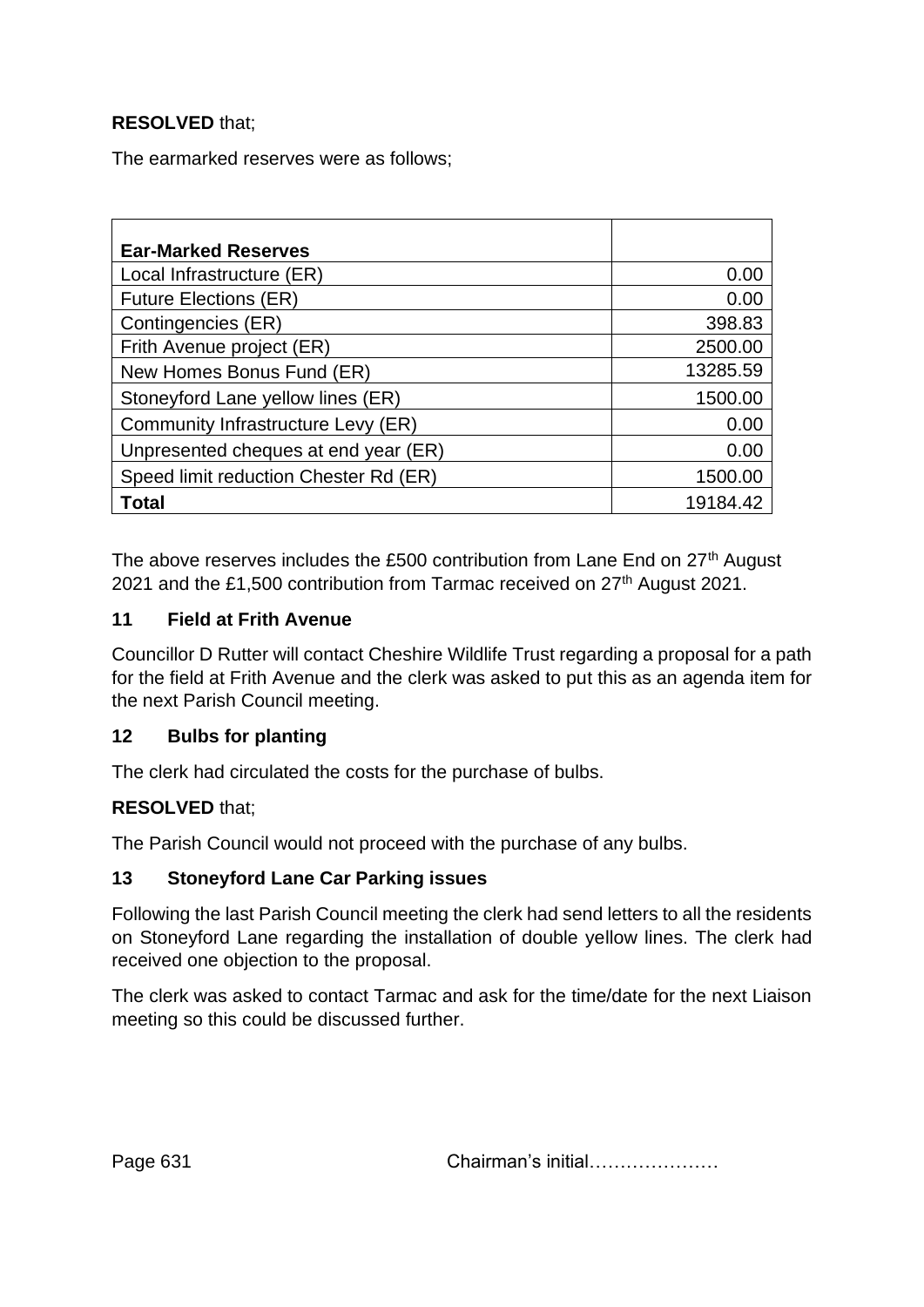**RESOLVED** that;

The earmarked reserves were as follows;

| **Ear-Marked Reserves** | |
|---|---|
| Local Infrastructure (ER) | 0.00 |
| Future Elections (ER) | 0.00 |
| Contingencies (ER) | 398.83 |
| Frith Avenue project (ER) | 2500.00 |
| New Homes Bonus Fund (ER) | 13285.59 |
| Stoneyford Lane yellow lines (ER) | 1500.00 |
| Community Infrastructure Levy (ER) | 0.00 |
| Unpresented cheques at end year (ER) | 0.00 |
| Speed limit reduction Chester Rd (ER) | 1500.00 |
| **Total** | 19184.42 |

The above reserves includes the £500 contribution from Lane End on 27th August 2021 and the £1,500 contribution from Tarmac received on 27th August 2021.

## 11 Field at Frith Avenue

Councillor D Rutter will contact Cheshire Wildlife Trust regarding a proposal for a path for the field at Frith Avenue and the clerk was asked to put this as an agenda item for the next Parish Council meeting.

## 12 Bulbs for planting

The clerk had circulated the costs for the purchase of bulbs.

**RESOLVED** that;

The Parish Council would not proceed with the purchase of any bulbs.

## 13 Stoneyford Lane Car Parking issues

Following the last Parish Council meeting the clerk had send letters to all the residents on Stoneyford Lane regarding the installation of double yellow lines. The clerk had received one objection to the proposal.

The clerk was asked to contact Tarmac and ask for the time/date for the next Liaison meeting so this could be discussed further.

Chairman's initial…………………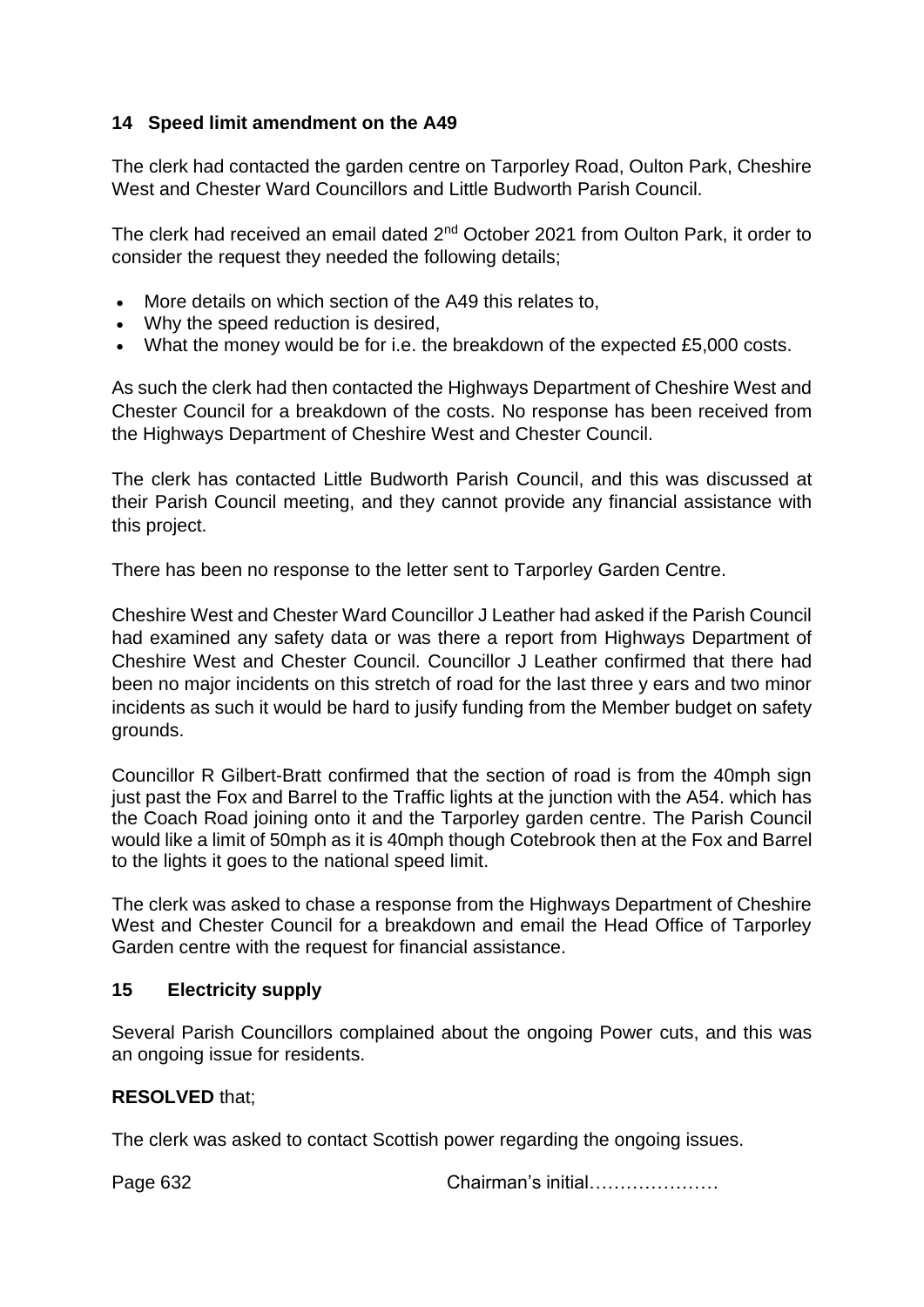## 14 Speed limit amendment on the A49

The clerk had contacted the garden centre on Tarporley Road, Oulton Park, Cheshire West and Chester Ward Councillors and Little Budworth Parish Council.

The clerk had received an email dated 2nd October 2021 from Oulton Park, it order to consider the request they needed the following details;

- More details on which section of the A49 this relates to,
- Why the speed reduction is desired,
- What the money would be for i.e. the breakdown of the expected £5,000 costs.

As such the clerk had then contacted the Highways Department of Cheshire West and Chester Council for a breakdown of the costs. No response has been received from the Highways Department of Cheshire West and Chester Council.

The clerk has contacted Little Budworth Parish Council, and this was discussed at their Parish Council meeting, and they cannot provide any financial assistance with this project.

There has been no response to the letter sent to Tarporley Garden Centre.

Cheshire West and Chester Ward Councillor J Leather had asked if the Parish Council had examined any safety data or was there a report from Highways Department of Cheshire West and Chester Council. Councillor J Leather confirmed that there had been no major incidents on this stretch of road for the last three y ears and two minor incidents as such it would be hard to jusify funding from the Member budget on safety grounds.

Councillor R Gilbert-Bratt confirmed that the section of road is from the 40mph sign just past the Fox and Barrel to the Traffic lights at the junction with the A54. which has the Coach Road joining onto it and the Tarporley garden centre. The Parish Council would like a limit of 50mph as it is 40mph though Cotebrook then at the Fox and Barrel to the lights it goes to the national speed limit.

The clerk was asked to chase a response from the Highways Department of Cheshire West and Chester Council for a breakdown and email the Head Office of Tarporley Garden centre with the request for financial assistance.

## 15 Electricity supply

Several Parish Councillors complained about the ongoing Power cuts, and this was an ongoing issue for residents.

**RESOLVED** that;

The clerk was asked to contact Scottish power regarding the ongoing issues.

Chairman's initial…………………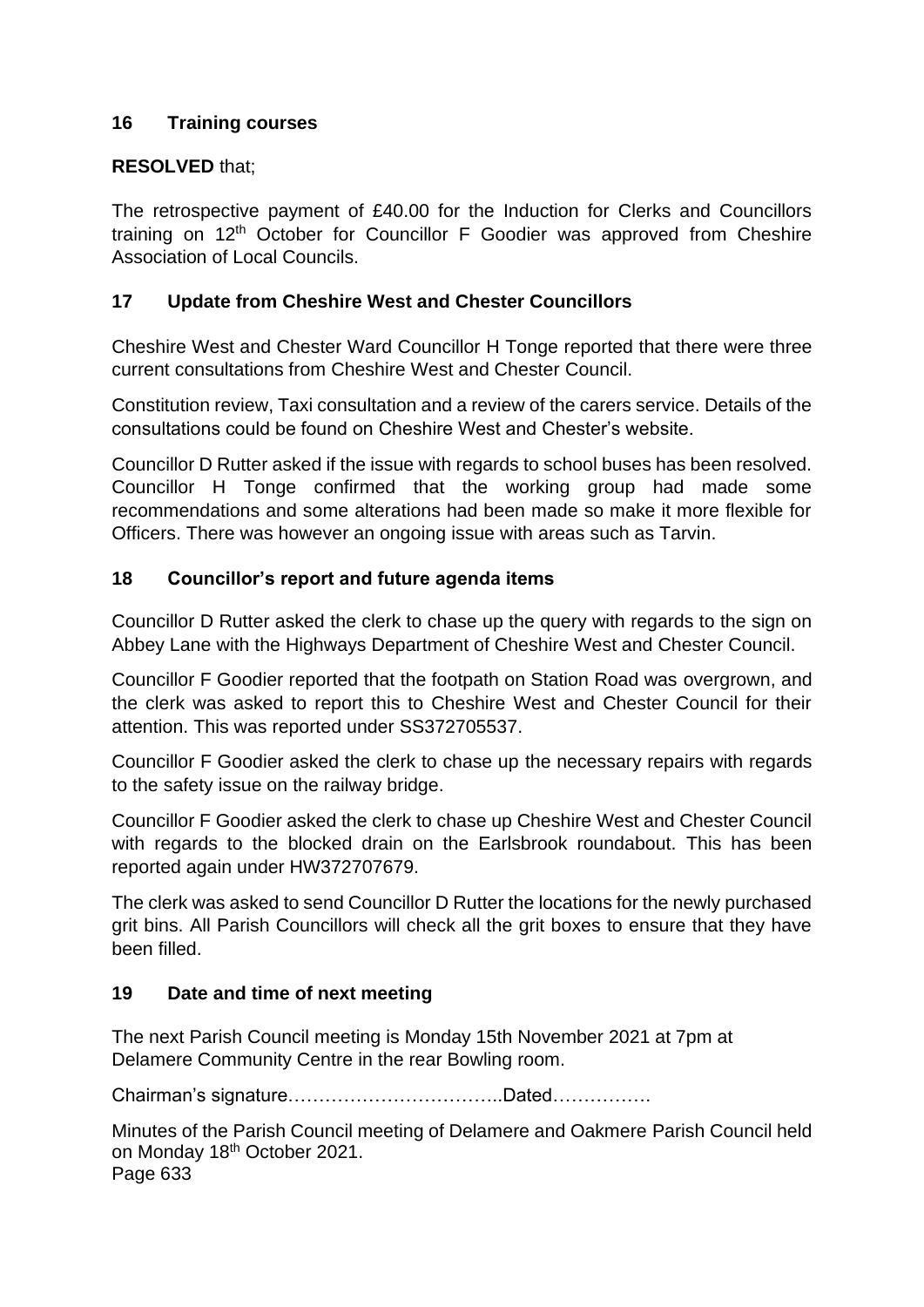## 16 Training courses

**RESOLVED** that;

The retrospective payment of £40.00 for the Induction for Clerks and Councillors training on 12th October for Councillor F Goodier was approved from Cheshire Association of Local Councils.

## 17 Update from Cheshire West and Chester Councillors

Cheshire West and Chester Ward Councillor H Tonge reported that there were three current consultations from Cheshire West and Chester Council.

Constitution review, Taxi consultation and a review of the carers service. Details of the consultations could be found on Cheshire West and Chester's website.

Councillor D Rutter asked if the issue with regards to school buses has been resolved. Councillor H Tonge confirmed that the working group had made some recommendations and some alterations had been made so make it more flexible for Officers. There was however an ongoing issue with areas such as Tarvin.

## 18 Councillor's report and future agenda items

Councillor D Rutter asked the clerk to chase up the query with regards to the sign on Abbey Lane with the Highways Department of Cheshire West and Chester Council.

Councillor F Goodier reported that the footpath on Station Road was overgrown, and the clerk was asked to report this to Cheshire West and Chester Council for their attention. This was reported under SS372705537.

Councillor F Goodier asked the clerk to chase up the necessary repairs with regards to the safety issue on the railway bridge.

Councillor F Goodier asked the clerk to chase up Cheshire West and Chester Council with regards to the blocked drain on the Earlsbrook roundabout. This has been reported again under HW372707679.

The clerk was asked to send Councillor D Rutter the locations for the newly purchased grit bins. All Parish Councillors will check all the grit boxes to ensure that they have been filled.

## 19 Date and time of next meeting

The next Parish Council meeting is Monday 15th November 2021 at 7pm at Delamere Community Centre in the rear Bowling room.

Chairman's signature……………………………..Dated…………….

Minutes of the Parish Council meeting of Delamere and Oakmere Parish Council held on Monday 18th October 2021.